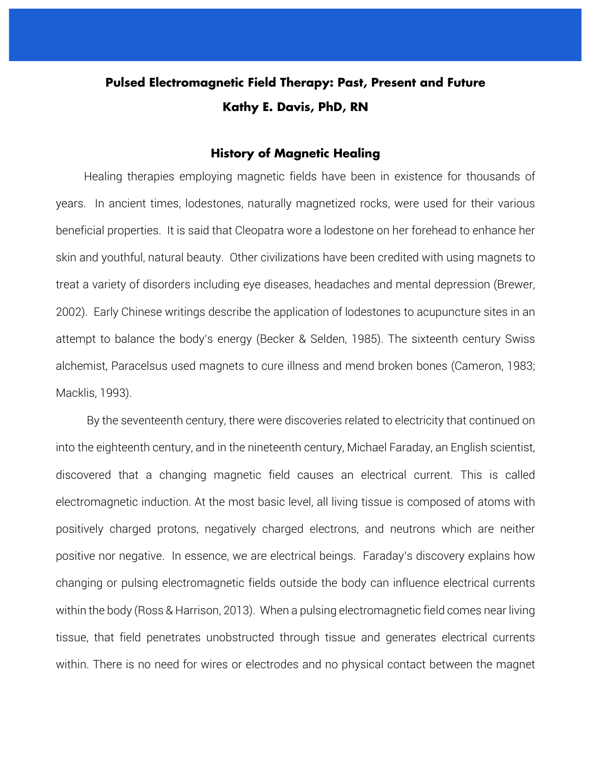# Pulsed Electromagnetic Field Therapy: Past, Present and Future

**Kathy E. Davis, PhD, RN**

## History of Magnetic Healing

Healing therapies employing magnetic fields have been in existence for thousands of years. In ancient times, lodestones, naturally magnetized rocks, were used for their various beneficial properties. It is said that Cleopatra wore a lodestone on her forehead to enhance her skin and youthful, natural beauty. Other civilizations have been credited with using magnets to treat a variety of disorders including eye diseases, headaches and mental depression (Brewer, 2002). Early Chinese writings describe the application of lodestones to acupuncture sites in an attempt to balance the body's energy (Becker & Selden, 1985). The sixteenth century Swiss alchemist, Paracelsus used magnets to cure illness and mend broken bones (Cameron, 1983; Macklis, 1993).

By the seventeenth century, there were discoveries related to electricity that continued on into the eighteenth century, and in the nineteenth century, Michael Faraday, an English scientist, discovered that a changing magnetic field causes an electrical current. This is called electromagnetic induction. At the most basic level, all living tissue is composed of atoms with positively charged protons, negatively charged electrons, and neutrons which are neither positive nor negative. In essence, we are electrical beings. Faraday's discovery explains how changing or pulsing electromagnetic fields outside the body can influence electrical currents within the body (Ross & Harrison, 2013). When a pulsing electromagnetic field comes near living tissue, that field penetrates unobstructed through tissue and generates electrical currents within. There is no need for wires or electrodes and no physical contact between the magnet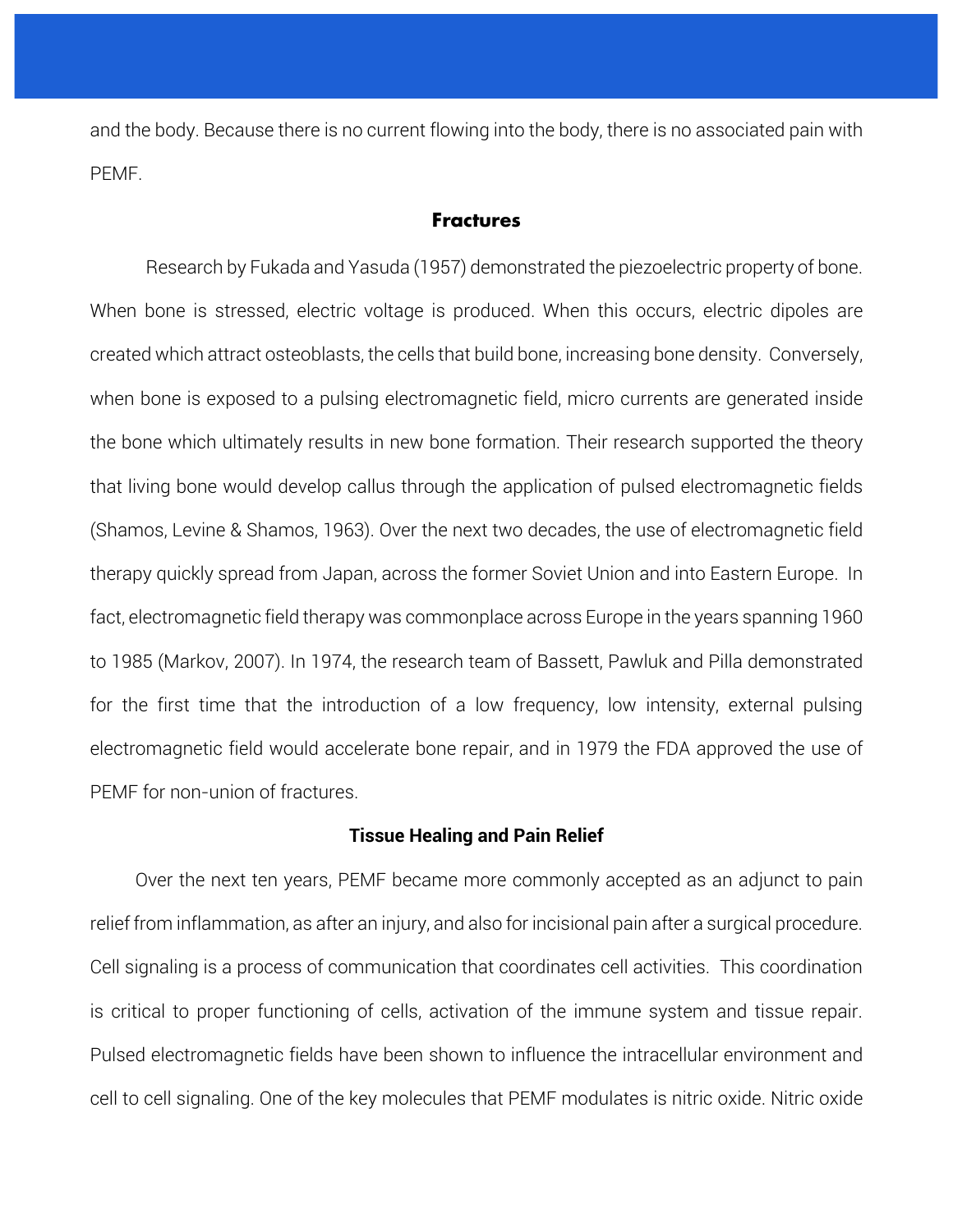and the body. Because there is no current flowing into the body, there is no associated pain with PEMF.

## Fractures

Research by Fukada and Yasuda (1957) demonstrated the piezoelectric property of bone. When bone is stressed, electric voltage is produced. When this occurs, electric dipoles are created which attract osteoblasts, the cells that build bone, increasing bone density. Conversely, when bone is exposed to a pulsing electromagnetic field, micro currents are generated inside the bone which ultimately results in new bone formation. Their research supported the theory that living bone would develop callus through the application of pulsed electromagnetic fields (Shamos, Levine & Shamos, 1963). Over the next two decades, the use of electromagnetic field therapy quickly spread from Japan, across the former Soviet Union and into Eastern Europe. In fact, electromagnetic field therapy was commonplace across Europe in the years spanning 1960 to 1985 (Markov, 2007). In 1974, the research team of Bassett, Pawluk and Pilla demonstrated for the first time that the introduction of a low frequency, low intensity, external pulsing electromagnetic field would accelerate bone repair, and in 1979 the FDA approved the use of PEMF for non-union of fractures.

## Tissue Healing and Pain Relief

Over the next ten years, PEMF became more commonly accepted as an adjunct to pain relief from inflammation, as after an injury, and also for incisional pain after a surgical procedure. Cell signaling is a process of communication that coordinates cell activities. This coordination is critical to proper functioning of cells, activation of the immune system and tissue repair. Pulsed electromagnetic fields have been shown to influence the intracellular environment and cell to cell signaling. One of the key molecules that PEMF modulates is nitric oxide. Nitric oxide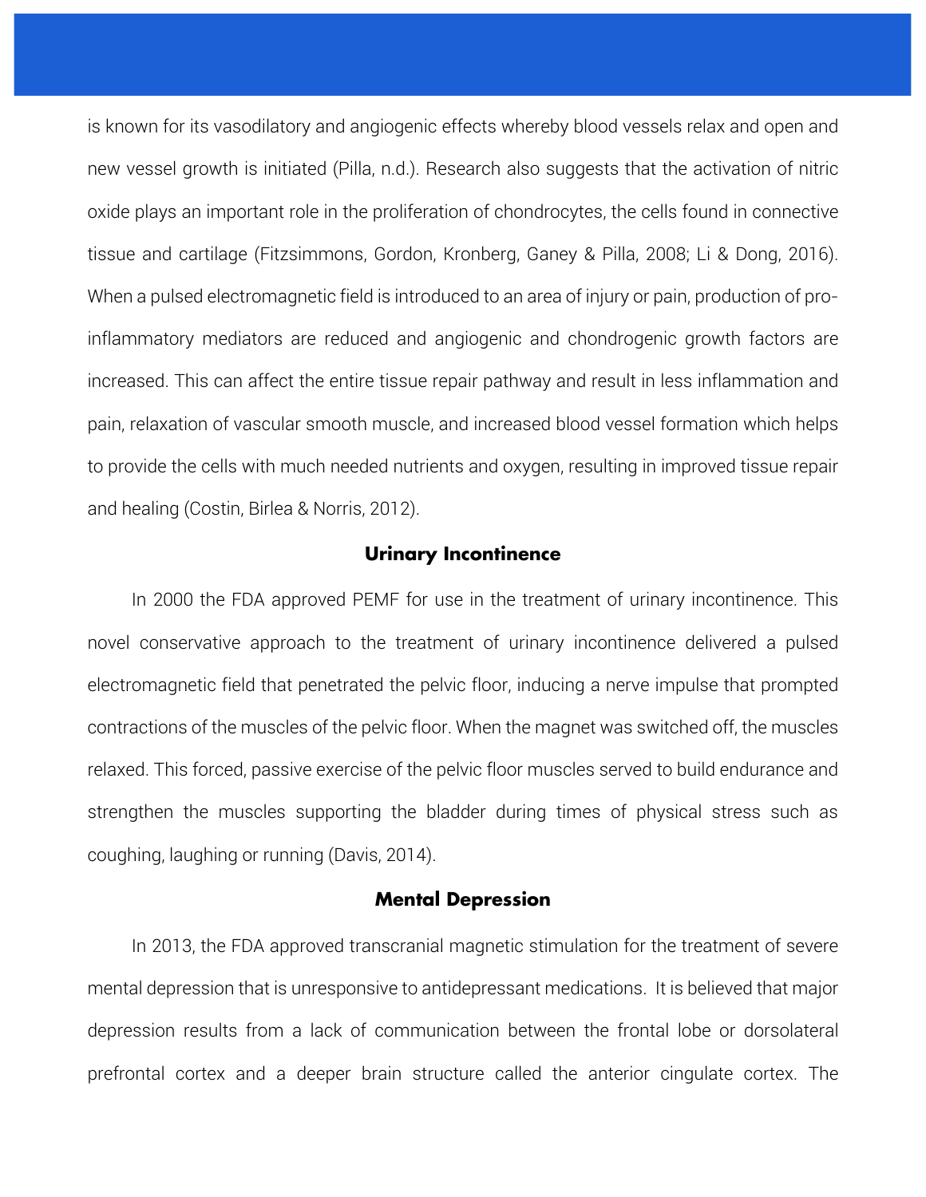is known for its vasodilatory and angiogenic effects whereby blood vessels relax and open and new vessel growth is initiated (Pilla, n.d.). Research also suggests that the activation of nitric oxide plays an important role in the proliferation of chondrocytes, the cells found in connective tissue and cartilage (Fitzsimmons, Gordon, Kronberg, Ganey & Pilla, 2008; Li & Dong, 2016). When a pulsed electromagnetic field is introduced to an area of injury or pain, production of pro-inflammatory mediators are reduced and angiogenic and chondrogenic growth factors are increased. This can affect the entire tissue repair pathway and result in less inflammation and pain, relaxation of vascular smooth muscle, and increased blood vessel formation which helps to provide the cells with much needed nutrients and oxygen, resulting in improved tissue repair and healing (Costin, Birlea & Norris, 2012).

## Urinary Incontinence

In 2000 the FDA approved PEMF for use in the treatment of urinary incontinence. This novel conservative approach to the treatment of urinary incontinence delivered a pulsed electromagnetic field that penetrated the pelvic floor, inducing a nerve impulse that prompted contractions of the muscles of the pelvic floor. When the magnet was switched off, the muscles relaxed. This forced, passive exercise of the pelvic floor muscles served to build endurance and strengthen the muscles supporting the bladder during times of physical stress such as coughing, laughing or running (Davis, 2014).

## Mental Depression

In 2013, the FDA approved transcranial magnetic stimulation for the treatment of severe mental depression that is unresponsive to antidepressant medications. It is believed that major depression results from a lack of communication between the frontal lobe or dorsolateral prefrontal cortex and a deeper brain structure called the anterior cingulate cortex. The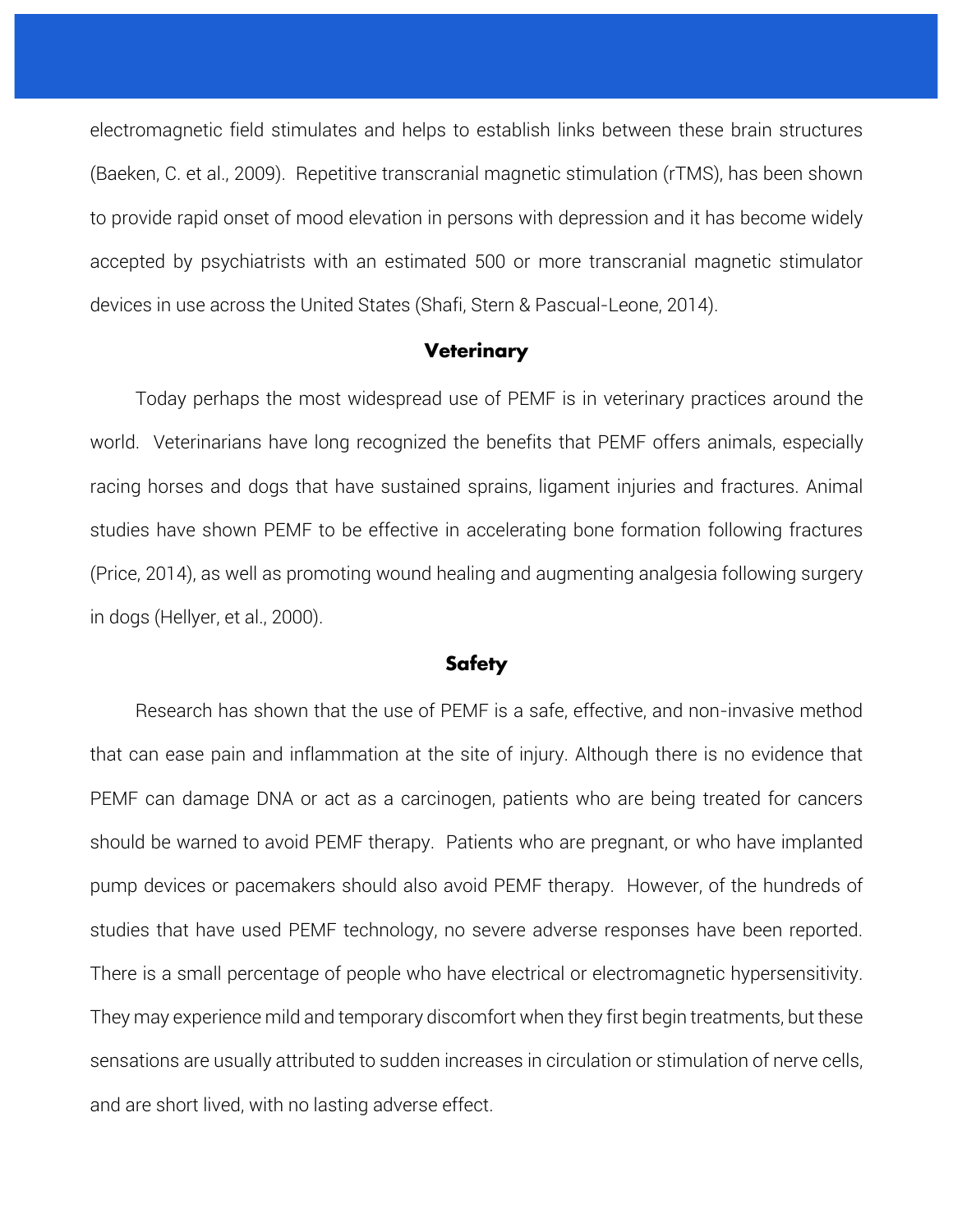electromagnetic field stimulates and helps to establish links between these brain structures (Baeken, C. et al., 2009). Repetitive transcranial magnetic stimulation (rTMS), has been shown to provide rapid onset of mood elevation in persons with depression and it has become widely accepted by psychiatrists with an estimated 500 or more transcranial magnetic stimulator devices in use across the United States (Shafi, Stern & Pascual-Leone, 2014).

## Veterinary

Today perhaps the most widespread use of PEMF is in veterinary practices around the world. Veterinarians have long recognized the benefits that PEMF offers animals, especially racing horses and dogs that have sustained sprains, ligament injuries and fractures. Animal studies have shown PEMF to be effective in accelerating bone formation following fractures (Price, 2014), as well as promoting wound healing and augmenting analgesia following surgery in dogs (Hellyer, et al., 2000).

## Safety

Research has shown that the use of PEMF is a safe, effective, and non-invasive method that can ease pain and inflammation at the site of injury. Although there is no evidence that PEMF can damage DNA or act as a carcinogen, patients who are being treated for cancers should be warned to avoid PEMF therapy. Patients who are pregnant, or who have implanted pump devices or pacemakers should also avoid PEMF therapy. However, of the hundreds of studies that have used PEMF technology, no severe adverse responses have been reported. There is a small percentage of people who have electrical or electromagnetic hypersensitivity. They may experience mild and temporary discomfort when they first begin treatments, but these sensations are usually attributed to sudden increases in circulation or stimulation of nerve cells, and are short lived, with no lasting adverse effect.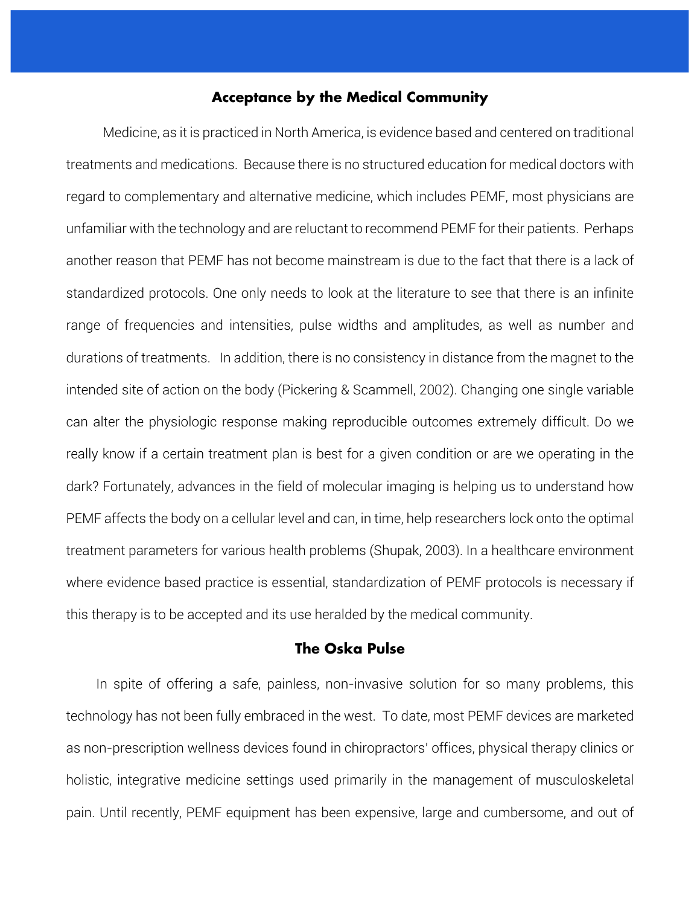## Acceptance by the Medical Community

Medicine, as it is practiced in North America, is evidence based and centered on traditional treatments and medications. Because there is no structured education for medical doctors with regard to complementary and alternative medicine, which includes PEMF, most physicians are unfamiliar with the technology and are reluctant to recommend PEMF for their patients. Perhaps another reason that PEMF has not become mainstream is due to the fact that there is a lack of standardized protocols. One only needs to look at the literature to see that there is an infinite range of frequencies and intensities, pulse widths and amplitudes, as well as number and durations of treatments. In addition, there is no consistency in distance from the magnet to the intended site of action on the body (Pickering & Scammell, 2002). Changing one single variable can alter the physiologic response making reproducible outcomes extremely difficult. Do we really know if a certain treatment plan is best for a given condition or are we operating in the dark? Fortunately, advances in the field of molecular imaging is helping us to understand how PEMF affects the body on a cellular level and can, in time, help researchers lock onto the optimal treatment parameters for various health problems (Shupak, 2003). In a healthcare environment where evidence based practice is essential, standardization of PEMF protocols is necessary if this therapy is to be accepted and its use heralded by the medical community.

## The Oska Pulse

In spite of offering a safe, painless, non-invasive solution for so many problems, this technology has not been fully embraced in the west. To date, most PEMF devices are marketed as non-prescription wellness devices found in chiropractors' offices, physical therapy clinics or holistic, integrative medicine settings used primarily in the management of musculoskeletal pain. Until recently, PEMF equipment has been expensive, large and cumbersome, and out of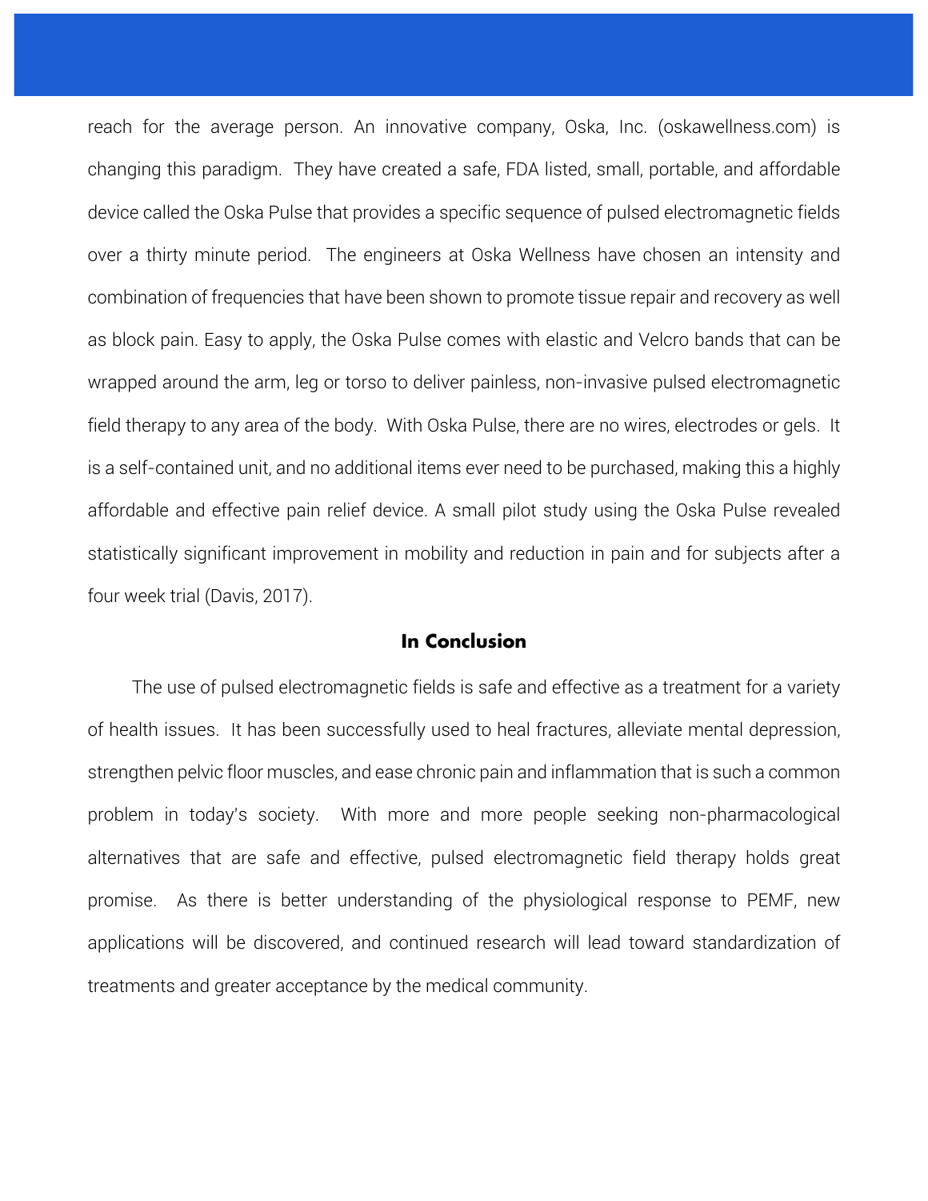reach for the average person. An innovative company, Oska, Inc. (oskawellness.com) is changing this paradigm. They have created a safe, FDA listed, small, portable, and affordable device called the Oska Pulse that provides a specific sequence of pulsed electromagnetic fields over a thirty minute period. The engineers at Oska Wellness have chosen an intensity and combination of frequencies that have been shown to promote tissue repair and recovery as well as block pain. Easy to apply, the Oska Pulse comes with elastic and Velcro bands that can be wrapped around the arm, leg or torso to deliver painless, non-invasive pulsed electromagnetic field therapy to any area of the body. With Oska Pulse, there are no wires, electrodes or gels. It is a self-contained unit, and no additional items ever need to be purchased, making this a highly affordable and effective pain relief device. A small pilot study using the Oska Pulse revealed statistically significant improvement in mobility and reduction in pain and for subjects after a four week trial (Davis, 2017).

## In Conclusion

The use of pulsed electromagnetic fields is safe and effective as a treatment for a variety of health issues. It has been successfully used to heal fractures, alleviate mental depression, strengthen pelvic floor muscles, and ease chronic pain and inflammation that is such a common problem in today's society. With more and more people seeking non-pharmacological alternatives that are safe and effective, pulsed electromagnetic field therapy holds great promise. As there is better understanding of the physiological response to PEMF, new applications will be discovered, and continued research will lead toward standardization of treatments and greater acceptance by the medical community.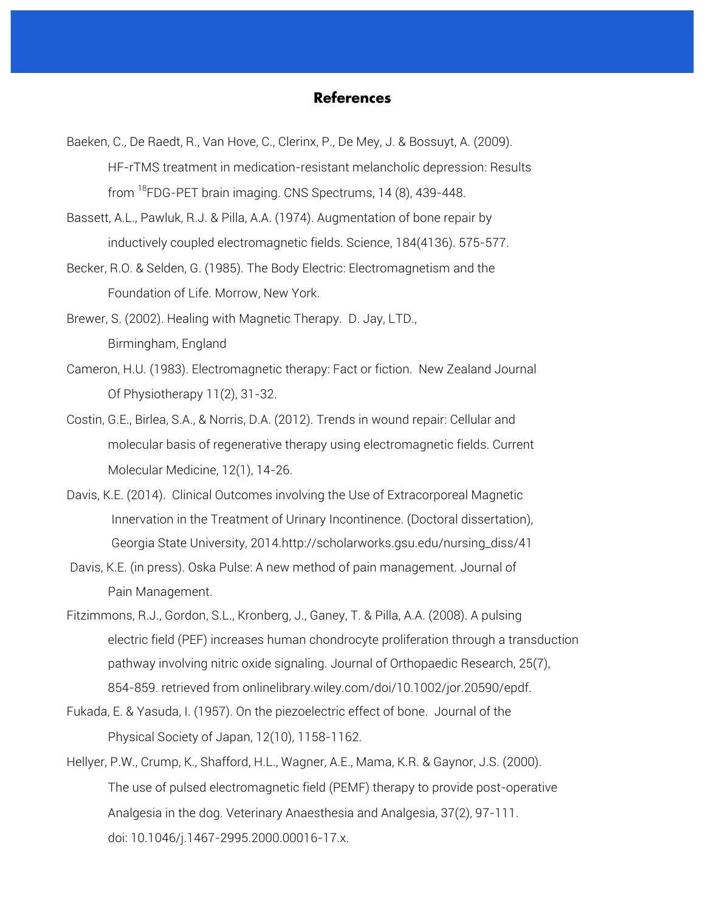## References

Baeken, C., De Raedt, R., Van Hove, C., Clerinx, P., De Mey, J. & Bossuyt, A. (2009). HF-rTMS treatment in medication-resistant melancholic depression: Results from $^{18}$FDG-PET brain imaging. CNS Spectrums, 14 (8), 439-448.

Bassett, A.L., Pawluk, R.J. & Pilla, A.A. (1974). Augmentation of bone repair by inductively coupled electromagnetic fields. Science, 184(4136). 575-577.

Becker, R.O. & Selden, G. (1985). The Body Electric: Electromagnetism and the Foundation of Life. Morrow, New York.

Brewer, S. (2002). Healing with Magnetic Therapy. D. Jay, LTD., Birmingham, England

Cameron, H.U. (1983). Electromagnetic therapy: Fact or fiction. New Zealand Journal Of Physiotherapy 11(2), 31-32.

Costin, G.E., Birlea, S.A., & Norris, D.A. (2012). Trends in wound repair: Cellular and molecular basis of regenerative therapy using electromagnetic fields. Current Molecular Medicine, 12(1), 14-26.

Davis, K.E. (2014). Clinical Outcomes involving the Use of Extracorporeal Magnetic Innervation in the Treatment of Urinary Incontinence. (Doctoral dissertation), Georgia State University, 2014.http://scholarworks.gsu.edu/nursing_diss/41

Davis, K.E. (in press). Oska Pulse: A new method of pain management. Journal of Pain Management.

Fitzimmons, R.J., Gordon, S.L., Kronberg, J., Ganey, T. & Pilla, A.A. (2008). A pulsing electric field (PEF) increases human chondrocyte proliferation through a transduction pathway involving nitric oxide signaling. Journal of Orthopaedic Research, 25(7), 854-859. retrieved from onlinelibrary.wiley.com/doi/10.1002/jor.20590/epdf.

Fukada, E. & Yasuda, I. (1957). On the piezoelectric effect of bone. Journal of the Physical Society of Japan, 12(10), 1158-1162.

Hellyer, P.W., Crump, K., Shafford, H.L., Wagner, A.E., Mama, K.R. & Gaynor, J.S. (2000). The use of pulsed electromagnetic field (PEMF) therapy to provide post-operative Analgesia in the dog. Veterinary Anaesthesia and Analgesia, 37(2), 97-111. doi: 10.1046/j.1467-2995.2000.00016-17.x.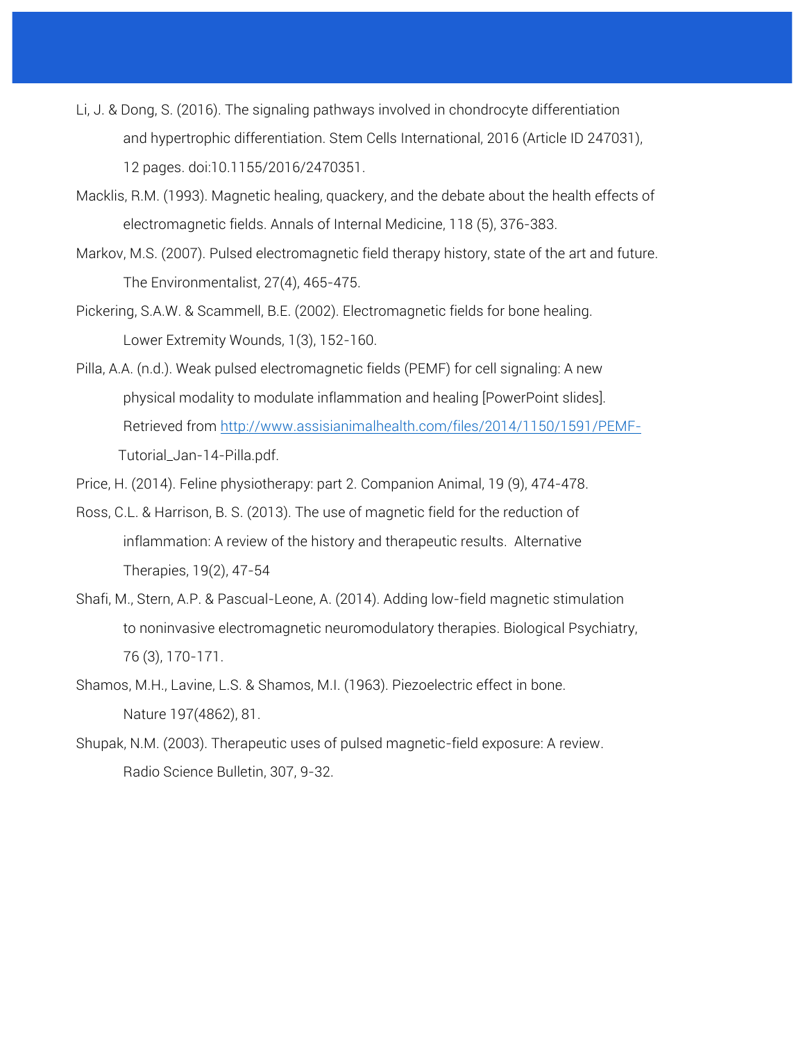Li, J. & Dong, S. (2016). The signaling pathways involved in chondrocyte differentiation and hypertrophic differentiation. Stem Cells International, 2016 (Article ID 247031), 12 pages. doi:10.1155/2016/2470351.

Macklis, R.M. (1993). Magnetic healing, quackery, and the debate about the health effects of electromagnetic fields. Annals of Internal Medicine, 118 (5), 376-383.

Markov, M.S. (2007). Pulsed electromagnetic field therapy history, state of the art and future. The Environmentalist, 27(4), 465-475.

Pickering, S.A.W. & Scammell, B.E. (2002). Electromagnetic fields for bone healing. Lower Extremity Wounds, 1(3), 152-160.

Pilla, A.A. (n.d.). Weak pulsed electromagnetic fields (PEMF) for cell signaling: A new physical modality to modulate inflammation and healing [PowerPoint slides]. Retrieved from [http://www.assisianimalhealth.com/files/2014/1150/1591/PEMF-Tutorial_Jan-14-Pilla.pdf](http://www.assisianimalhealth.com/files/2014/1150/1591/PEMF-Tutorial_Jan-14-Pilla.pdf).

Price, H. (2014). Feline physiotherapy: part 2. Companion Animal, 19 (9), 474-478.

Ross, C.L. & Harrison, B. S. (2013). The use of magnetic field for the reduction of inflammation: A review of the history and therapeutic results. Alternative Therapies, 19(2), 47-54

Shafi, M., Stern, A.P. & Pascual-Leone, A. (2014). Adding low-field magnetic stimulation to noninvasive electromagnetic neuromodulatory therapies. Biological Psychiatry, 76 (3), 170-171.

Shamos, M.H., Lavine, L.S. & Shamos, M.I. (1963). Piezoelectric effect in bone. Nature 197(4862), 81.

Shupak, N.M. (2003). Therapeutic uses of pulsed magnetic-field exposure: A review. Radio Science Bulletin, 307, 9-32.